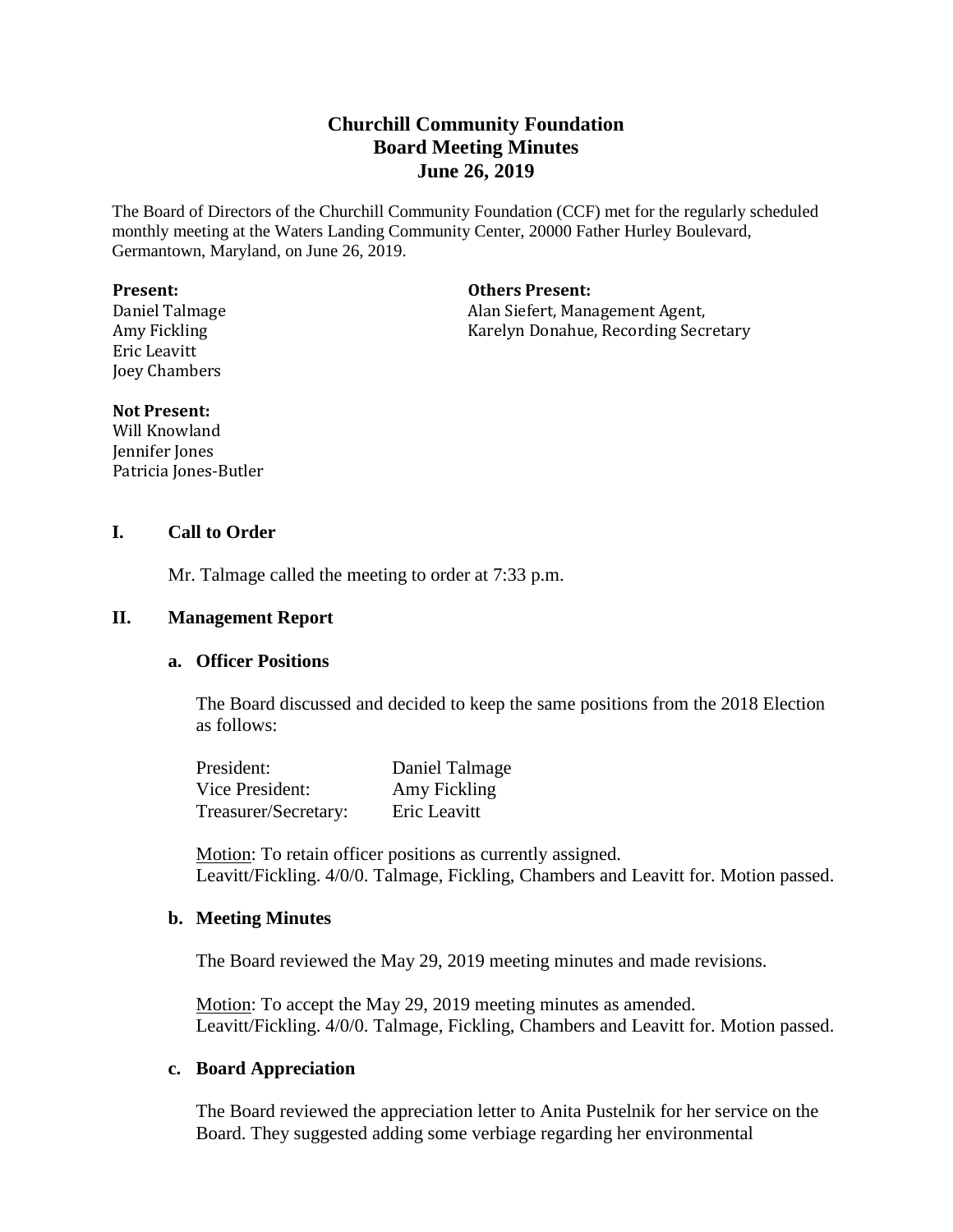# Churchill Community Foundation
## Board Meeting Minutes
## June 26, 2019

The Board of Directors of the Churchill Community Foundation (CCF) met for the regularly scheduled monthly meeting at the Waters Landing Community Center, 20000 Father Hurley Boulevard, Germantown, Maryland, on June 26, 2019.

**Present:**
Daniel Talmage
Amy Fickling
Eric Leavitt
Joey Chambers

**Others Present:**
Alan Siefert, Management Agent,
Karelyn Donahue, Recording Secretary

**Not Present:**
Will Knowland
Jennifer Jones
Patricia Jones-Butler

## I. Call to Order

Mr. Talmage called the meeting to order at 7:33 p.m.

## II. Management Report

### a. Officer Positions

The Board discussed and decided to keep the same positions from the 2018 Election as follows:

| | |
|---|---|
| President: | Daniel Talmage |
| Vice President: | Amy Fickling |
| Treasurer/Secretary: | Eric Leavitt |

Motion: To retain officer positions as currently assigned.
Leavitt/Fickling. 4/0/0. Talmage, Fickling, Chambers and Leavitt for. Motion passed.

### b. Meeting Minutes

The Board reviewed the May 29, 2019 meeting minutes and made revisions.

Motion: To accept the May 29, 2019 meeting minutes as amended.
Leavitt/Fickling. 4/0/0. Talmage, Fickling, Chambers and Leavitt for. Motion passed.

### c. Board Appreciation

The Board reviewed the appreciation letter to Anita Pustelnik for her service on the Board. They suggested adding some verbiage regarding her environmental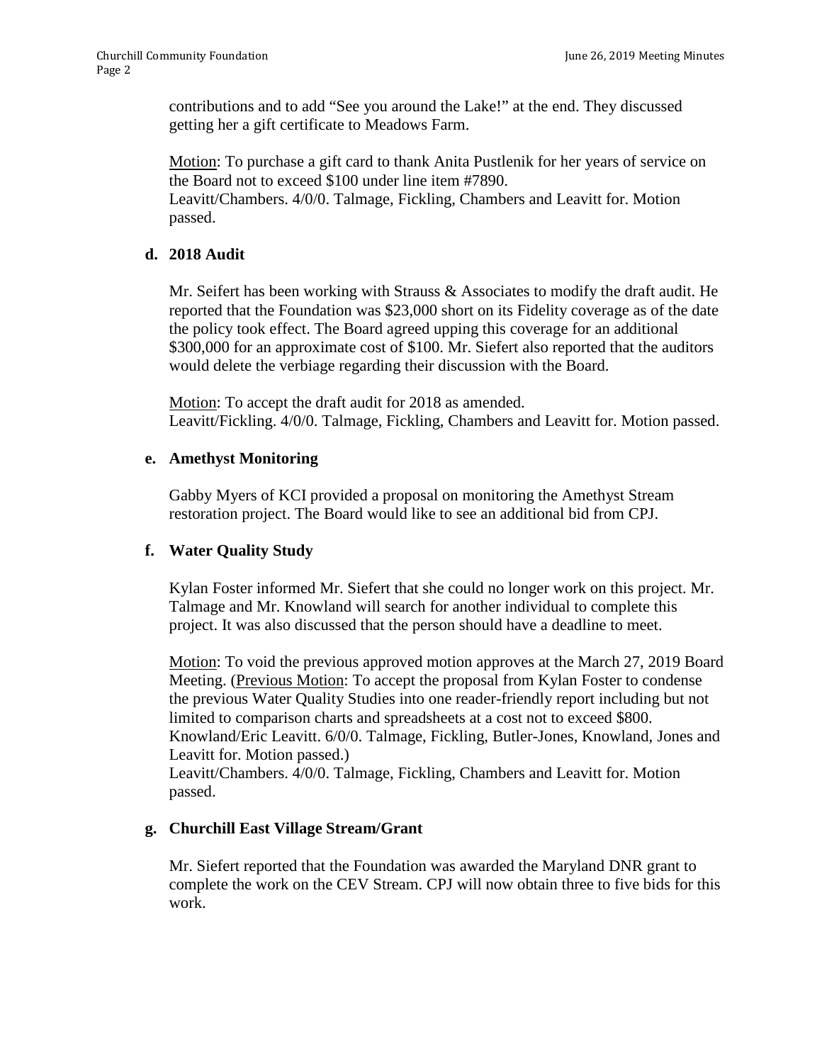contributions and to add “See you around the Lake!” at the end. They discussed getting her a gift certificate to Meadows Farm.

Motion: To purchase a gift card to thank Anita Pustlenik for her years of service on the Board not to exceed $100 under line item #7890.
Leavitt/Chambers. 4/0/0. Talmage, Fickling, Chambers and Leavitt for. Motion passed.

**d. 2018 Audit**

Mr. Seifert has been working with Strauss & Associates to modify the draft audit. He reported that the Foundation was $23,000 short on its Fidelity coverage as of the date the policy took effect. The Board agreed upping this coverage for an additional $300,000 for an approximate cost of $100. Mr. Siefert also reported that the auditors would delete the verbiage regarding their discussion with the Board.

Motion: To accept the draft audit for 2018 as amended.
Leavitt/Fickling. 4/0/0. Talmage, Fickling, Chambers and Leavitt for. Motion passed.

**e. Amethyst Monitoring**

Gabby Myers of KCI provided a proposal on monitoring the Amethyst Stream restoration project. The Board would like to see an additional bid from CPJ.

**f. Water Quality Study**

Kylan Foster informed Mr. Siefert that she could no longer work on this project. Mr. Talmage and Mr. Knowland will search for another individual to complete this project. It was also discussed that the person should have a deadline to meet.

Motion: To void the previous approved motion approves at the March 27, 2019 Board Meeting. (Previous Motion: To accept the proposal from Kylan Foster to condense the previous Water Quality Studies into one reader-friendly report including but not limited to comparison charts and spreadsheets at a cost not to exceed $800. Knowland/Eric Leavitt. 6/0/0. Talmage, Fickling, Butler-Jones, Knowland, Jones and Leavitt for. Motion passed.)
Leavitt/Chambers. 4/0/0. Talmage, Fickling, Chambers and Leavitt for. Motion passed.

**g. Churchill East Village Stream/Grant**

Mr. Siefert reported that the Foundation was awarded the Maryland DNR grant to complete the work on the CEV Stream. CPJ will now obtain three to five bids for this work.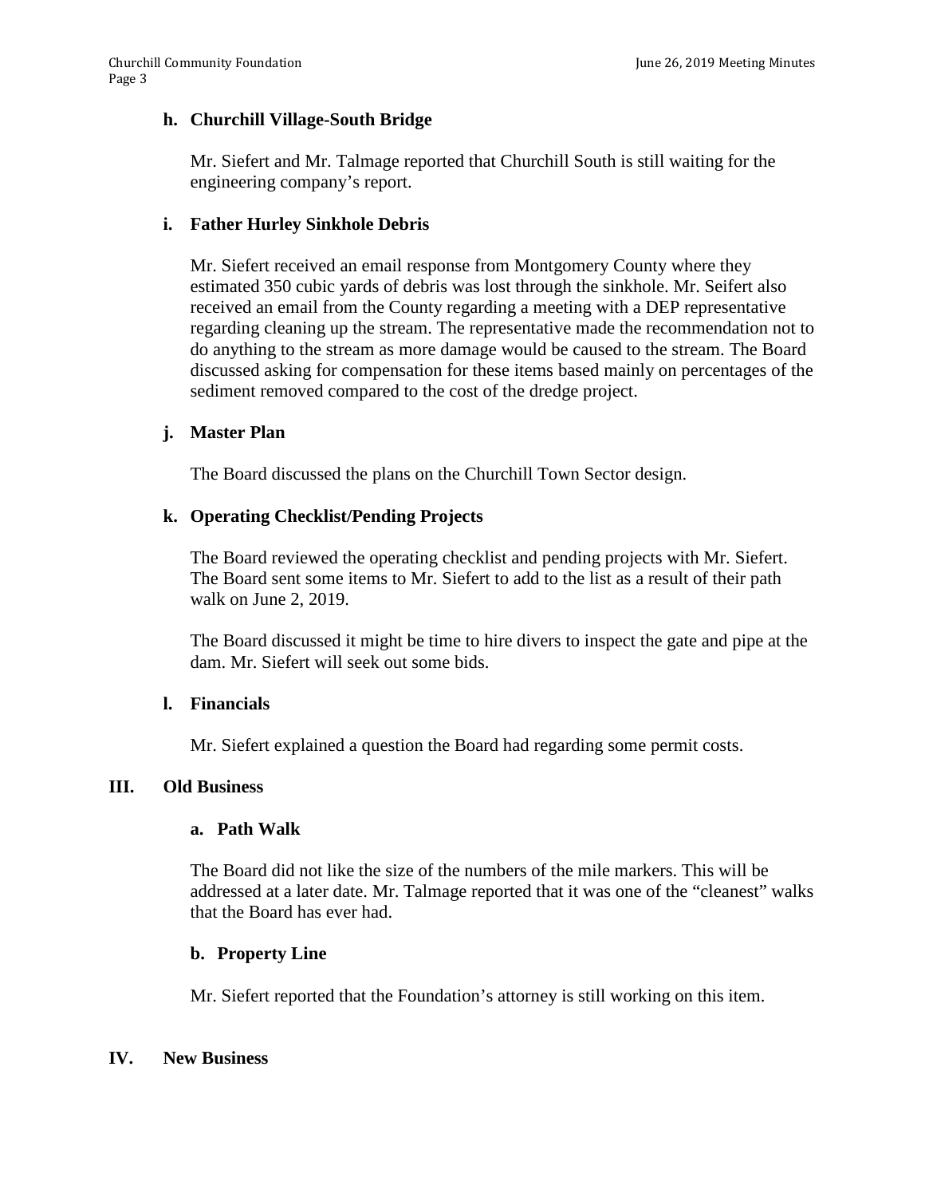### h. Churchill Village-South Bridge

Mr. Siefert and Mr. Talmage reported that Churchill South is still waiting for the engineering company's report.

### i. Father Hurley Sinkhole Debris

Mr. Siefert received an email response from Montgomery County where they estimated 350 cubic yards of debris was lost through the sinkhole. Mr. Seifert also received an email from the County regarding a meeting with a DEP representative regarding cleaning up the stream. The representative made the recommendation not to do anything to the stream as more damage would be caused to the stream. The Board discussed asking for compensation for these items based mainly on percentages of the sediment removed compared to the cost of the dredge project.

### j. Master Plan

The Board discussed the plans on the Churchill Town Sector design.

### k. Operating Checklist/Pending Projects

The Board reviewed the operating checklist and pending projects with Mr. Siefert. The Board sent some items to Mr. Siefert to add to the list as a result of their path walk on June 2, 2019.

The Board discussed it might be time to hire divers to inspect the gate and pipe at the dam. Mr. Siefert will seek out some bids.

### l. Financials

Mr. Siefert explained a question the Board had regarding some permit costs.

## III. Old Business

### a. Path Walk

The Board did not like the size of the numbers of the mile markers. This will be addressed at a later date. Mr. Talmage reported that it was one of the "cleanest" walks that the Board has ever had.

### b. Property Line

Mr. Siefert reported that the Foundation's attorney is still working on this item.

## IV. New Business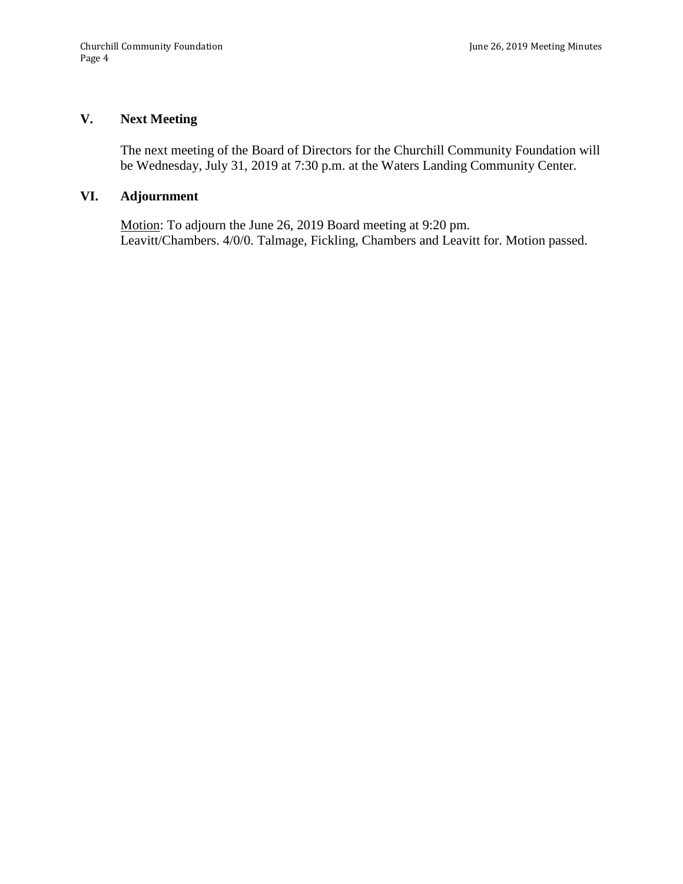## V. Next Meeting

The next meeting of the Board of Directors for the Churchill Community Foundation will be Wednesday, July 31, 2019 at 7:30 p.m. at the Waters Landing Community Center.

## VI. Adjournment

Motion: To adjourn the June 26, 2019 Board meeting at 9:20 pm.
Leavitt/Chambers. 4/0/0. Talmage, Fickling, Chambers and Leavitt for. Motion passed.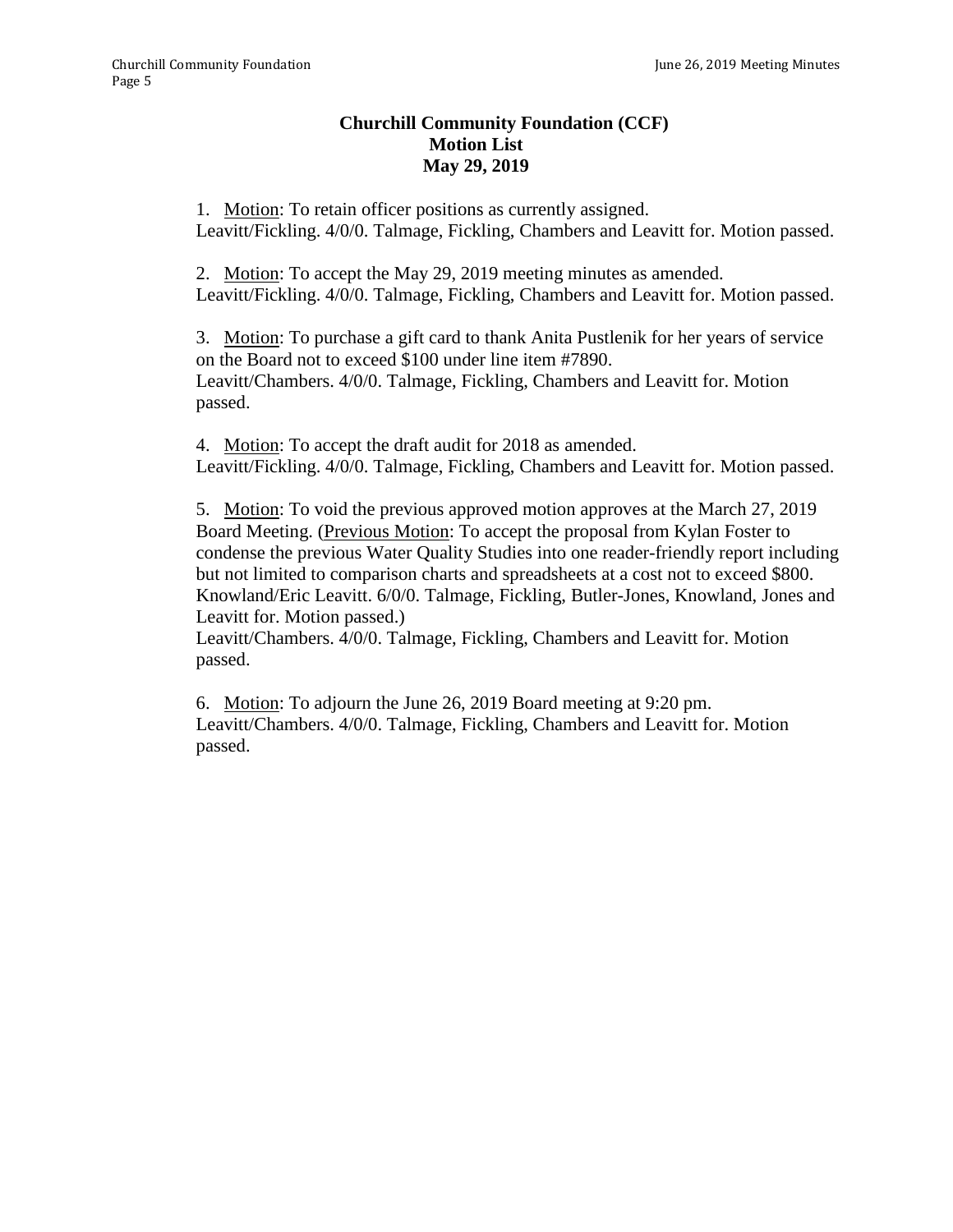# Churchill Community Foundation (CCF)
## Motion List
## May 29, 2019

1. Motion: To retain officer positions as currently assigned.
Leavitt/Fickling. 4/0/0. Talmage, Fickling, Chambers and Leavitt for. Motion passed.

2. Motion: To accept the May 29, 2019 meeting minutes as amended.
Leavitt/Fickling. 4/0/0. Talmage, Fickling, Chambers and Leavitt for. Motion passed.

3. Motion: To purchase a gift card to thank Anita Pustlenik for her years of service on the Board not to exceed $100 under line item #7890.
Leavitt/Chambers. 4/0/0. Talmage, Fickling, Chambers and Leavitt for. Motion passed.

4. Motion: To accept the draft audit for 2018 as amended.
Leavitt/Fickling. 4/0/0. Talmage, Fickling, Chambers and Leavitt for. Motion passed.

5. Motion: To void the previous approved motion approves at the March 27, 2019 Board Meeting. (Previous Motion: To accept the proposal from Kylan Foster to condense the previous Water Quality Studies into one reader-friendly report including but not limited to comparison charts and spreadsheets at a cost not to exceed $800. Knowland/Eric Leavitt. 6/0/0. Talmage, Fickling, Butler-Jones, Knowland, Jones and Leavitt for. Motion passed.)
Leavitt/Chambers. 4/0/0. Talmage, Fickling, Chambers and Leavitt for. Motion passed.

6. Motion: To adjourn the June 26, 2019 Board meeting at 9:20 pm.
Leavitt/Chambers. 4/0/0. Talmage, Fickling, Chambers and Leavitt for. Motion passed.